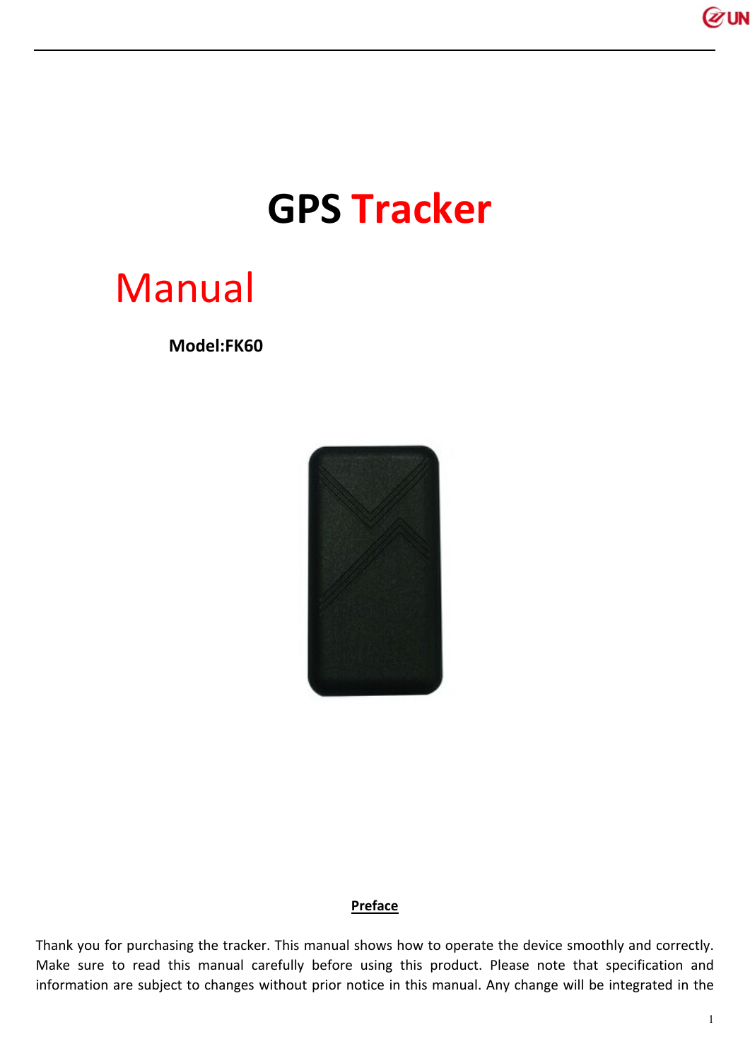# GPS Tracker

# Manual

**Model:FK60**

**Preface**

Thank you for purchasing the tracker. This manual shows how to operate the device smoothly and correctly. Make sure to read this manual carefully before using this product. Please note that specification and information are subject to changes without prior notice in this manual. Any change will be integrated in the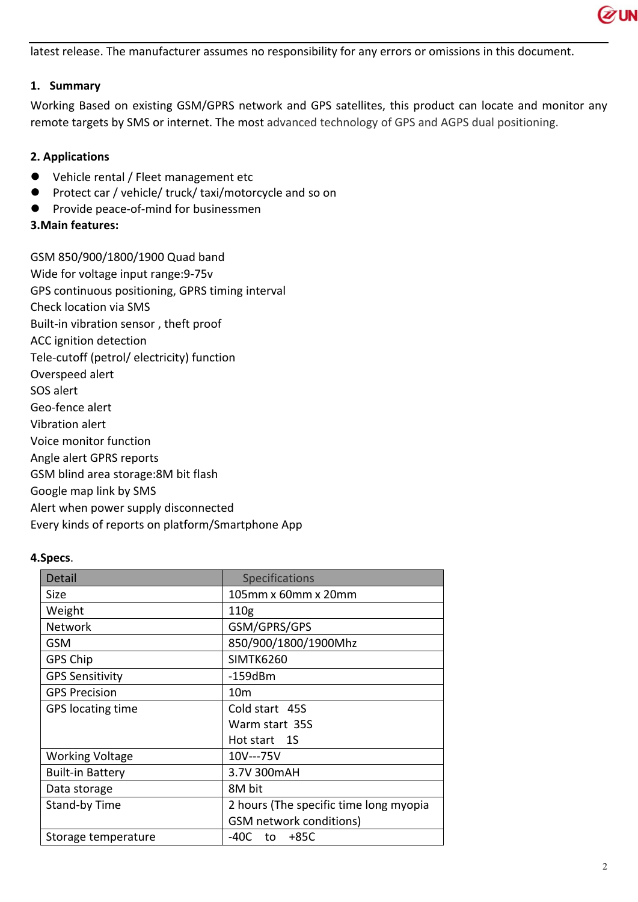latest release. The manufacturer assumes no responsibility for any errors or omissions in this document.

## 1. Summary

Working Based on existing GSM/GPRS network and GPS satellites, this product can locate and monitor any remote targets by SMS or internet. The most advanced technology of GPS and AGPS dual positioning.

## 2. Applications

- Vehicle rental / Fleet management etc
- Protect car / vehicle/ truck/ taxi/motorcycle and so on
- Provide peace-of-mind for businessmen

## 3.Main features:

GSM 850/900/1800/1900 Quad band
Wide for voltage input range:9-75v
GPS continuous positioning, GPRS timing interval
Check location via SMS
Built-in vibration sensor , theft proof
ACC ignition detection
Tele-cutoff (petrol/ electricity) function
Overspeed alert
SOS alert
Geo-fence alert
Vibration alert
Voice monitor function
Angle alert GPRS reports
GSM blind area storage:8M bit flash
Google map link by SMS
Alert when power supply disconnected
Every kinds of reports on platform/Smartphone App

## 4.Specs.

| Detail | Specifications |
|---|---|
| Size | 105mm x 60mm x 20mm |
| Weight | 110g |
| Network | GSM/GPRS/GPS |
| GSM | 850/900/1800/1900Mhz |
| GPS Chip | SIMTK6260 |
| GPS Sensitivity | -159dBm |
| GPS Precision | 10m |
| GPS locating time | Cold start 45S<br>Warm start 35S<br>Hot start 1S |
| Working Voltage | 10V---75V |
| Built-in Battery | 3.7V 300mAH |
| Data storage | 8M bit |
| Stand-by Time | 2 hours (The specific time long myopia GSM network conditions) |
| Storage temperature | -40C to +85C |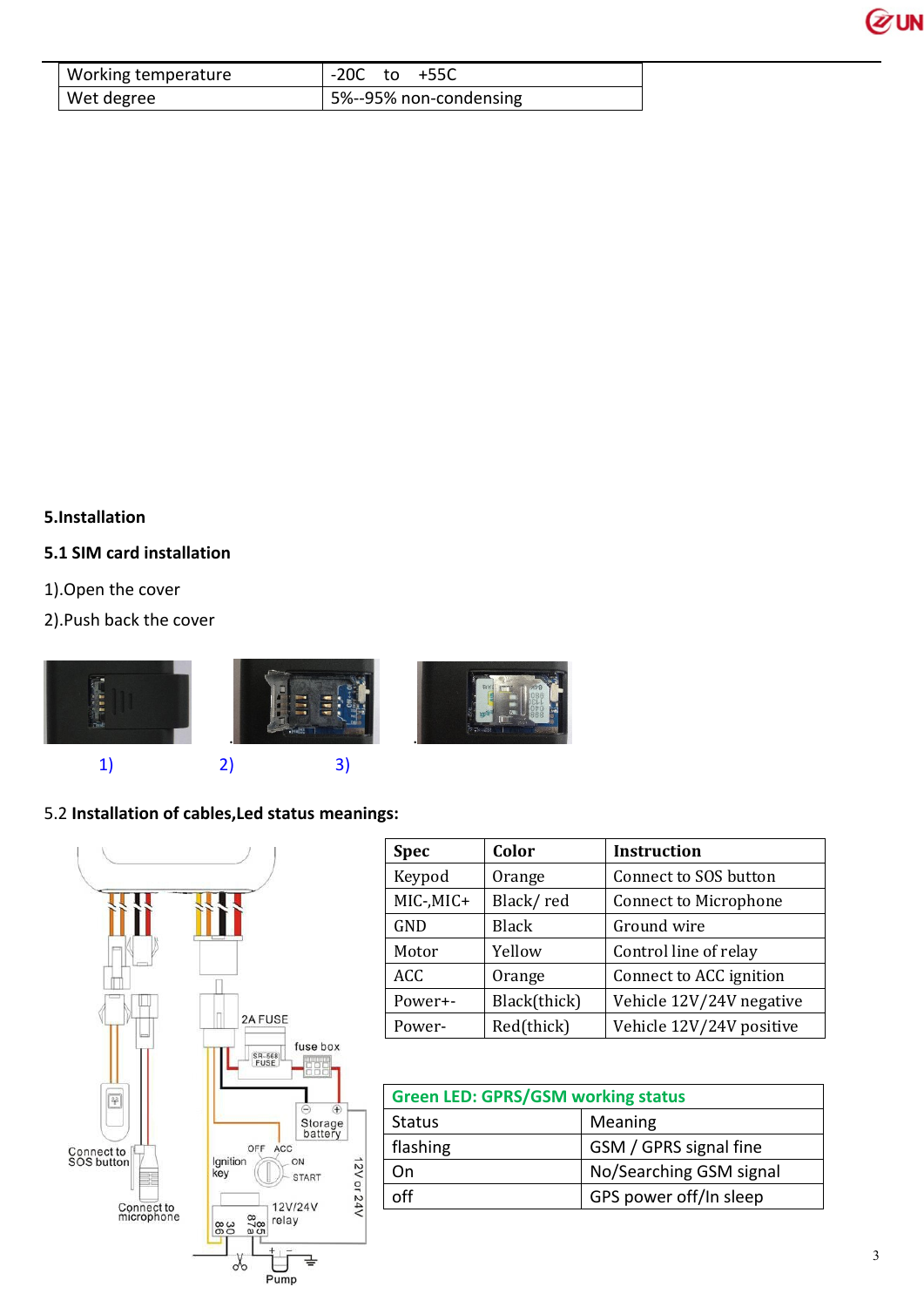| Working temperature | -20C to +55C |
|---|---|
| Wet degree | 5%--95% non-condensing |

**5.Installation**

**5.1 SIM card installation**

1).Open the cover

2).Push back the cover

1) 2) 3)

5.2 **Installation of cables,Led status meanings:**

| Spec | Color | Instruction |
|---|---|---|
| Keypod | Orange | Connect to SOS button |
| MIC-,MIC+ | Black/ red | Connect to Microphone |
| GND | Black | Ground wire |
| Motor | Yellow | Control line of relay |
| ACC | Orange | Connect to ACC ignition |
| Power+- | Black(thick) | Vehicle 12V/24V negative |
| Power- | Red(thick) | Vehicle 12V/24V positive |

| Green LED: GPRS/GSM working status | |
|---|---|
| Status | Meaning |
| flashing | GSM / GPRS signal fine |
| On | No/Searching GSM signal |
| off | GPS power off/In sleep |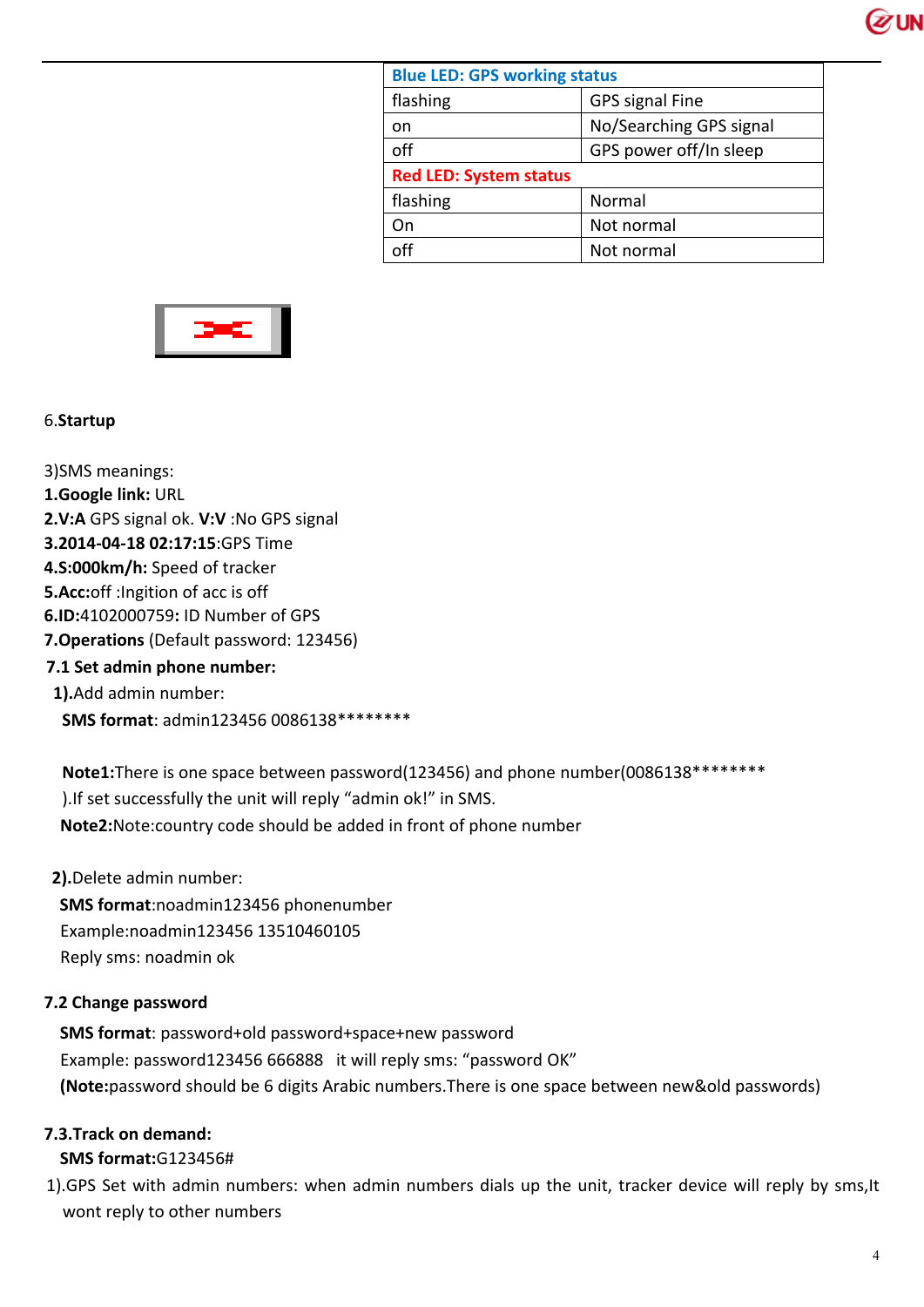| Blue LED: GPS working status | |
|---|---|
| flashing | GPS signal Fine |
| on | No/Searching GPS signal |
| off | GPS power off/In sleep |
| **Red LED: System status** | |
| flashing | Normal |
| On | Not normal |
| off | Not normal |

6.**Startup**

3)SMS meanings:

**1.Google link:** URL

**2.V:A** GPS signal ok. **V:V** :No GPS signal

**3.2014-04-18 02:17:15**:GPS Time

**4.S:000km/h:** Speed of tracker

**5.Acc:**off :Ingition of acc is off

**6.ID:**4102000759**:** ID Number of GPS

**7.Operations** (Default password: 123456)

**7.1 Set admin phone number:**

**1).**Add admin number:

**SMS format**: admin123456 0086138********

**Note1:**There is one space between password(123456) and phone number(0086138******** ).If set successfully the unit will reply "admin ok!" in SMS.

**Note2:**Note:country code should be added in front of phone number

**2).**Delete admin number:

**SMS format**:noadmin123456 phonenumber

Example:noadmin123456 13510460105

Reply sms: noadmin ok

**7.2 Change password**

**SMS format**: password+old password+space+new password

Example: password123456 666888   it will reply sms: "password OK"

**(Note:**password should be 6 digits Arabic numbers.There is one space between new&old passwords)

**7.3.Track on demand:**

**SMS format:**G123456#

1).GPS Set with admin numbers: when admin numbers dials up the unit, tracker device will reply by sms,It wont reply to other numbers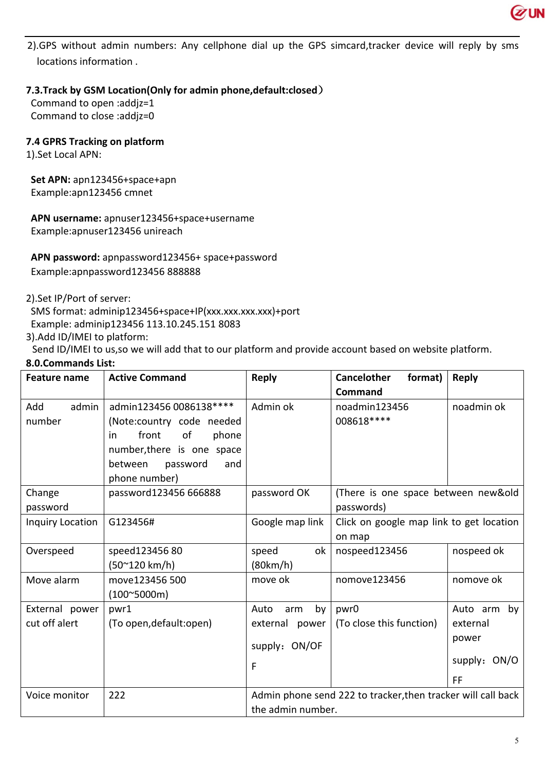2).GPS without admin numbers: Any cellphone dial up the GPS simcard,tracker device will reply by sms locations information .

**7.3.Track by GSM Location(Only for admin phone,default:closed）**

Command to open :addjz=1
Command to close :addjz=0

**7.4 GPRS Tracking on platform**

1).Set Local APN:

**Set APN:** apn123456+space+apn
Example:apn123456 cmnet

**APN username:** apnuser123456+space+username
Example:apnuser123456 unireach

**APN password:** apnpassword123456+ space+password
Example:apnpassword123456 888888

2).Set IP/Port of server:
SMS format: adminip123456+space+IP(xxx.xxx.xxx.xxx)+port
Example: adminip123456 113.10.245.151 8083

3).Add ID/IMEI to platform:
Send ID/IMEI to us,so we will add that to our platform and provide account based on website platform.

**8.0.Commands List:**

| Feature name | Active Command | Reply | Cancelother format) Command | Reply |
|---|---|---|---|---|
| Add admin number | admin123456 0086138**** (Note:country code needed in front of phone number,there is one space between password and phone number) | Admin ok | noadmin123456 008618**** | noadmin ok |
| Change password | password123456 666888 | password OK | (There is one space between new&old passwords) | |
| Inquiry Location | G123456# | Google map link | Click on google map link to get location on map | |
| Overspeed | speed123456 80 (50~120 km/h) | speed ok (80km/h) | nospeed123456 | nospeed ok |
| Move alarm | move123456 500 (100~5000m) | move ok | nomove123456 | nomove ok |
| External power cut off alert | pwr1 (To open,default:open) | Auto arm by external power supply：ON/OFF | pwr0 (To close this function) | Auto arm by external power supply：ON/OFF |
| Voice monitor | 222 | Admin phone send 222 to tracker,then tracker will call back the admin number. | | |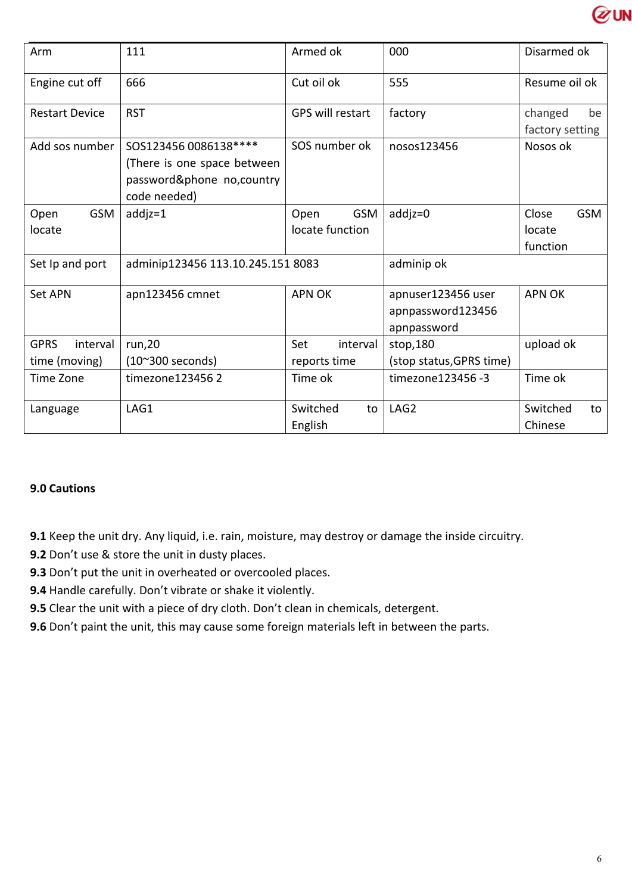| | | | | |
|---|---|---|---|---|
| Arm | 111 | Armed ok | 000 | Disarmed ok |
| Engine cut off | 666 | Cut oil ok | 555 | Resume oil ok |
| Restart Device | RST | GPS will restart | factory | changed be factory setting |
| Add sos number | SOS123456 0086138**** (There is one space between password&phone no,country code needed) | SOS number ok | nosos123456 | Nosos ok |
| Open GSM locate | addjz=1 | Open GSM locate function | addjz=0 | Close GSM locate function |
| Set Ip and port | adminip123456 113.10.245.151 8083 | | adminip ok | |
| Set APN | apn123456 cmnet | APN OK | apnuser123456 user apnpassword123456 apnpassword | APN OK |
| GPRS interval time (moving) | run,20 (10~300 seconds) | Set interval reports time | stop,180 (stop status,GPRS time) | upload ok |
| Time Zone | timezone123456 2 | Time ok | timezone123456 -3 | Time ok |
| Language | LAG1 | Switched to English | LAG2 | Switched to Chinese |

**9.0 Cautions**

**9.1** Keep the unit dry. Any liquid, i.e. rain, moisture, may destroy or damage the inside circuitry.
**9.2** Don't use & store the unit in dusty places.
**9.3** Don't put the unit in overheated or overcooled places.
**9.4** Handle carefully. Don't vibrate or shake it violently.
**9.5** Clear the unit with a piece of dry cloth. Don't clean in chemicals, detergent.
**9.6** Don't paint the unit, this may cause some foreign materials left in between the parts.